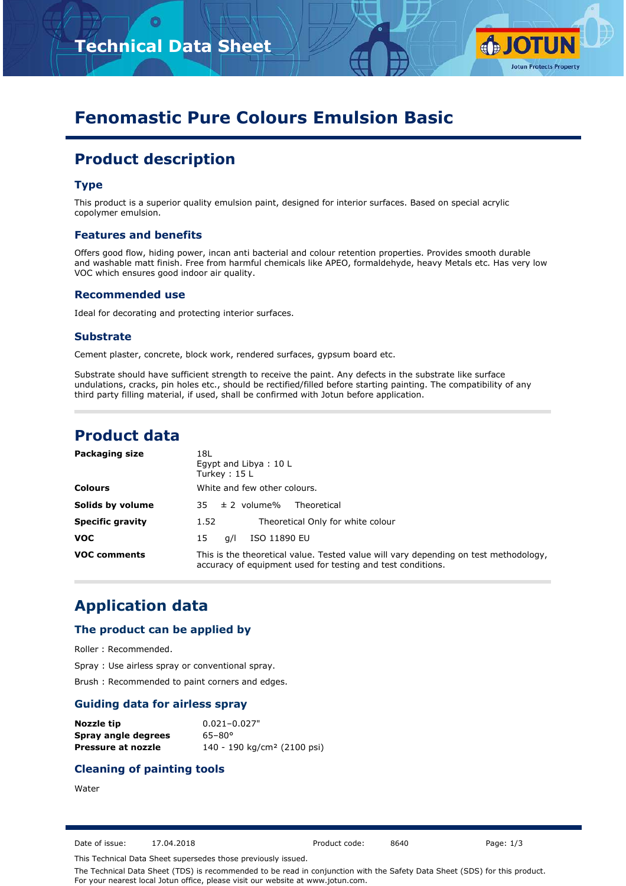# Fenomastic Pure Colours Emulsion Basic

## Product description

### Type

This product is a superior quality emulsion paint, designed for interior surfaces. Based on special acrylic copolymer emulsion.

### Features and benefits

Offers good flow, hiding power, incan anti bacterial and colour retention properties. Provides smooth durable and washable matt finish. Free from harmful chemicals like APEO, formaldehyde, heavy Metals etc. Has very low VOC which ensures good indoor air quality.

### Recommended use

Ideal for decorating and protecting interior surfaces.

### Substrate

Cement plaster, concrete, block work, rendered surfaces, gypsum board etc.

Substrate should have sufficient strength to receive the paint. Any defects in the substrate like surface undulations, cracks, pin holes etc., should be rectified/filled before starting painting. The compatibility of any third party filling material, if used, shall be confirmed with Jotun before application.

## Product data

| | |
|---|---|
| **Packaging size** | 18L<br>Egypt and Libya : 10 L<br>Turkey : 15 L |
| **Colours** | White and few other colours. |
| **Solids by volume** | 35 ± 2 volume% Theoretical |
| **Specific gravity** | 1.52 Theoretical Only for white colour |
| **VOC** | 15 g/l ISO 11890 EU |
| **VOC comments** | This is the theoretical value. Tested value will vary depending on test methodology, accuracy of equipment used for testing and test conditions. |

## Application data

### The product can be applied by

Roller : Recommended.

Spray : Use airless spray or conventional spray.

Brush : Recommended to paint corners and edges.

### Guiding data for airless spray

| | |
|---|---|
| **Nozzle tip** | 0.021–0.027" |
| **Spray angle degrees** | 65–80° |
| **Pressure at nozzle** | 140 - 190 kg/cm² (2100 psi) |

### Cleaning of painting tools

Water

Date of issue: 17.04.2018 Product code: 8640

This Technical Data Sheet supersedes those previously issued.

The Technical Data Sheet (TDS) is recommended to be read in conjunction with the Safety Data Sheet (SDS) for this product. For your nearest local Jotun office, please visit our website at www.jotun.com.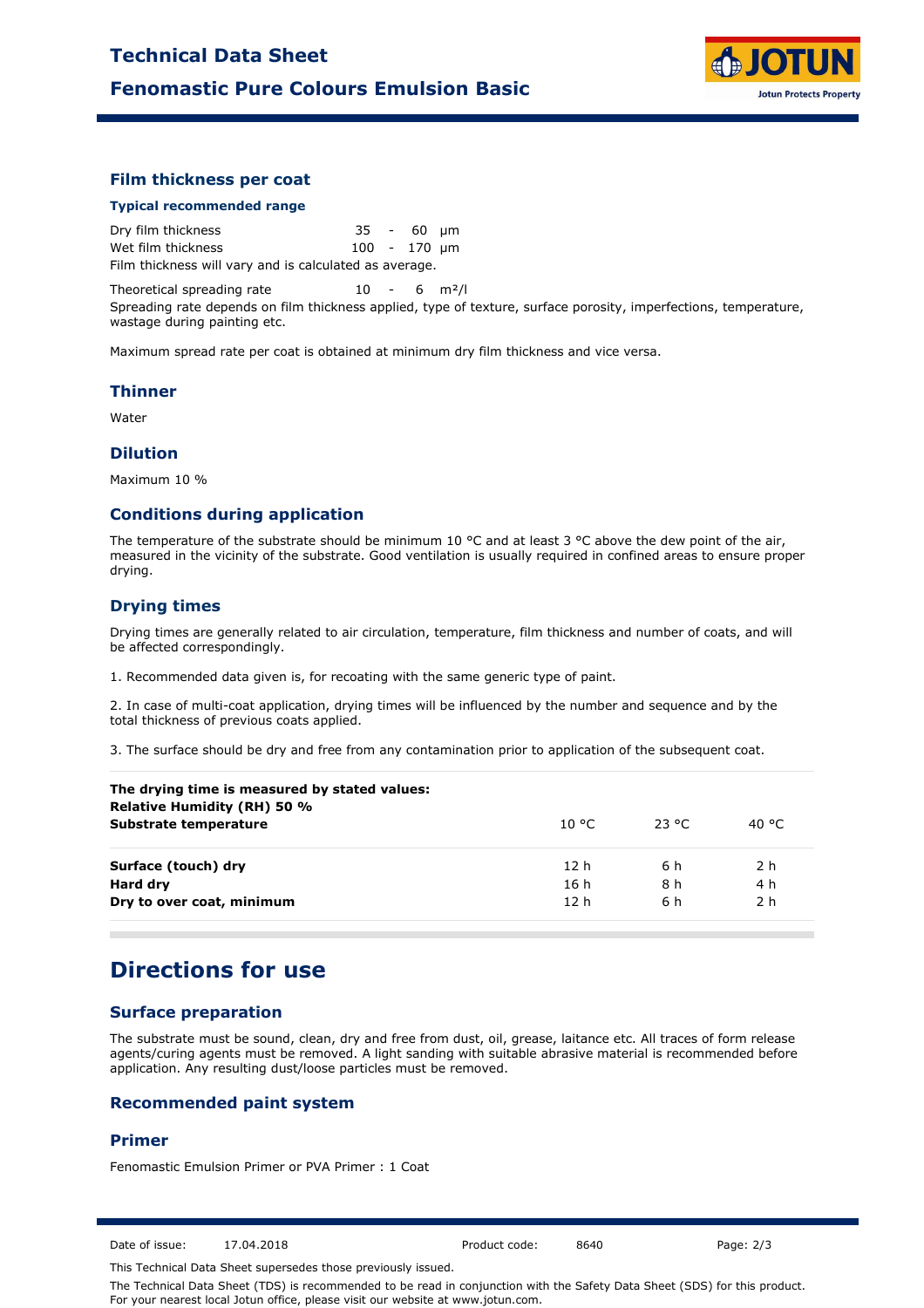## Film thickness per coat

### Typical recommended range

| | | | | |
|---|---|---|---|---|
| Dry film thickness | 35 | - | 60 | µm |
| Wet film thickness | 100 | - | 170 | µm |

Film thickness will vary and is calculated as average.

| | | | | |
|---|---|---|---|---|
| Theoretical spreading rate | 10 | - | 6 | m²/l |

Spreading rate depends on film thickness applied, type of texture, surface porosity, imperfections, temperature, wastage during painting etc.

Maximum spread rate per coat is obtained at minimum dry film thickness and vice versa.

## Thinner

Water

## Dilution

Maximum 10 %

## Conditions during application

The temperature of the substrate should be minimum 10 °C and at least 3 °C above the dew point of the air, measured in the vicinity of the substrate. Good ventilation is usually required in confined areas to ensure proper drying.

## Drying times

Drying times are generally related to air circulation, temperature, film thickness and number of coats, and will be affected correspondingly.

1. Recommended data given is, for recoating with the same generic type of paint.

2. In case of multi-coat application, drying times will be influenced by the number and sequence and by the total thickness of previous coats applied.

3. The surface should be dry and free from any contamination prior to application of the subsequent coat.

| **The drying time is measured by stated values:** **Relative Humidity (RH) 50 %** **Substrate temperature** | 10 °C | 23 °C | 40 °C |
|---|---|---|---|
| **Surface (touch) dry** | 12 h | 6 h | 2 h |
| **Hard dry** | 16 h | 8 h | 4 h |
| **Dry to over coat, minimum** | 12 h | 6 h | 2 h |

# Directions for use

## Surface preparation

The substrate must be sound, clean, dry and free from dust, oil, grease, laitance etc. All traces of form release agents/curing agents must be removed. A light sanding with suitable abrasive material is recommended before application. Any resulting dust/loose particles must be removed.

## Recommended paint system

## Primer

Fenomastic Emulsion Primer or PVA Primer : 1 Coat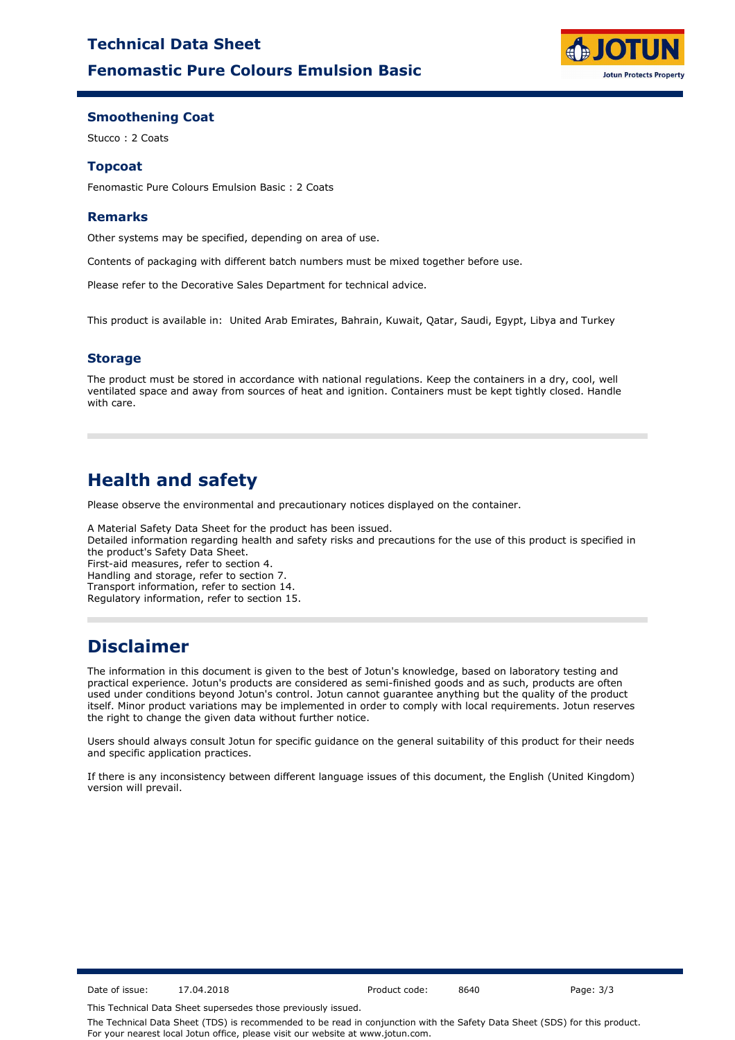### Smoothening Coat

Stucco : 2 Coats

### Topcoat

Fenomastic Pure Colours Emulsion Basic : 2 Coats

### Remarks

Other systems may be specified, depending on area of use.

Contents of packaging with different batch numbers must be mixed together before use.

Please refer to the Decorative Sales Department for technical advice.

This product is available in: United Arab Emirates, Bahrain, Kuwait, Qatar, Saudi, Egypt, Libya and Turkey

### Storage

The product must be stored in accordance with national regulations. Keep the containers in a dry, cool, well ventilated space and away from sources of heat and ignition. Containers must be kept tightly closed. Handle with care.

## Health and safety

Please observe the environmental and precautionary notices displayed on the container.

A Material Safety Data Sheet for the product has been issued.
Detailed information regarding health and safety risks and precautions for the use of this product is specified in the product's Safety Data Sheet.
First-aid measures, refer to section 4.
Handling and storage, refer to section 7.
Transport information, refer to section 14.
Regulatory information, refer to section 15.

## Disclaimer

The information in this document is given to the best of Jotun's knowledge, based on laboratory testing and practical experience. Jotun's products are considered as semi-finished goods and as such, products are often used under conditions beyond Jotun's control. Jotun cannot guarantee anything but the quality of the product itself. Minor product variations may be implemented in order to comply with local requirements. Jotun reserves the right to change the given data without further notice.

Users should always consult Jotun for specific guidance on the general suitability of this product for their needs and specific application practices.

If there is any inconsistency between different language issues of this document, the English (United Kingdom) version will prevail.

Date of issue: 17.04.2018 Product code: 8640

This Technical Data Sheet supersedes those previously issued.

The Technical Data Sheet (TDS) is recommended to be read in conjunction with the Safety Data Sheet (SDS) for this product.
For your nearest local Jotun office, please visit our website at www.jotun.com.